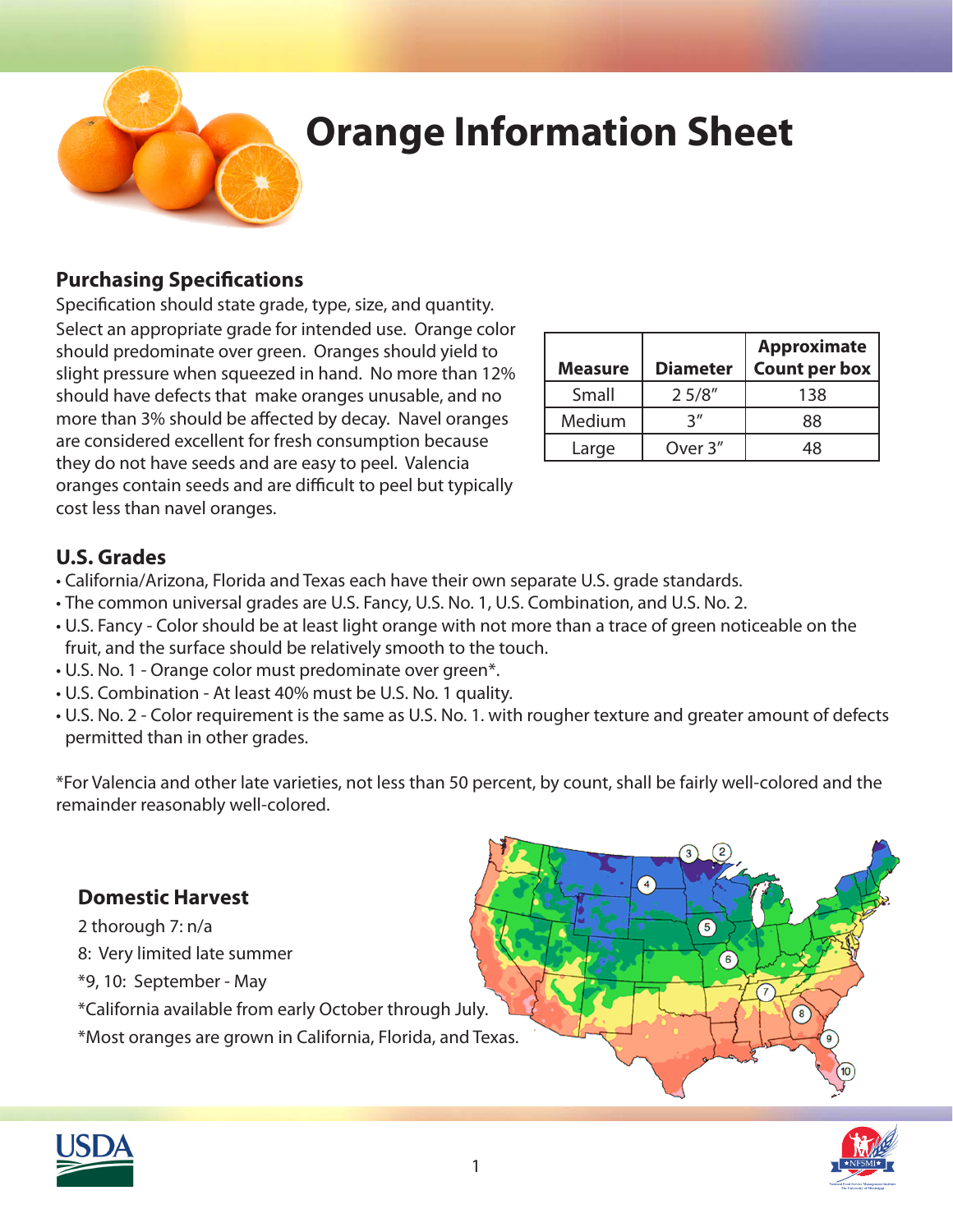# Orange Information Sheet

## Purchasing Specifications

Specification should state grade, type, size, and quantity. Select an appropriate grade for intended use. Orange color should predominate over green. Oranges should yield to slight pressure when squeezed in hand. No more than 12% should have defects that make oranges unusable, and no more than 3% should be affected by decay. Navel oranges are considered excellent for fresh consumption because they do not have seeds and are easy to peel. Valencia oranges contain seeds and are difficult to peel but typically cost less than navel oranges.

| Measure | Diameter | Approximate Count per box |
|---|---|---|
| Small | 2 5/8" | 138 |
| Medium | 3" | 88 |
| Large | Over 3" | 48 |

## U.S. Grades

- California/Arizona, Florida and Texas each have their own separate U.S. grade standards.
- The common universal grades are U.S. Fancy, U.S. No. 1, U.S. Combination, and U.S. No. 2.
- U.S. Fancy - Color should be at least light orange with not more than a trace of green noticeable on the fruit, and the surface should be relatively smooth to the touch.
- U.S. No. 1 - Orange color must predominate over green*.
- U.S. Combination - At least 40% must be U.S. No. 1 quality.
- U.S. No. 2 - Color requirement is the same as U.S. No. 1. with rougher texture and greater amount of defects permitted than in other grades.

*For Valencia and other late varieties, not less than 50 percent, by count, shall be fairly well-colored and the remainder reasonably well-colored.

## Domestic Harvest

2 thorough 7: n/a

8: Very limited late summer

*9, 10: September - May

*California available from early October through July.

*Most oranges are grown in California, Florida, and Texas.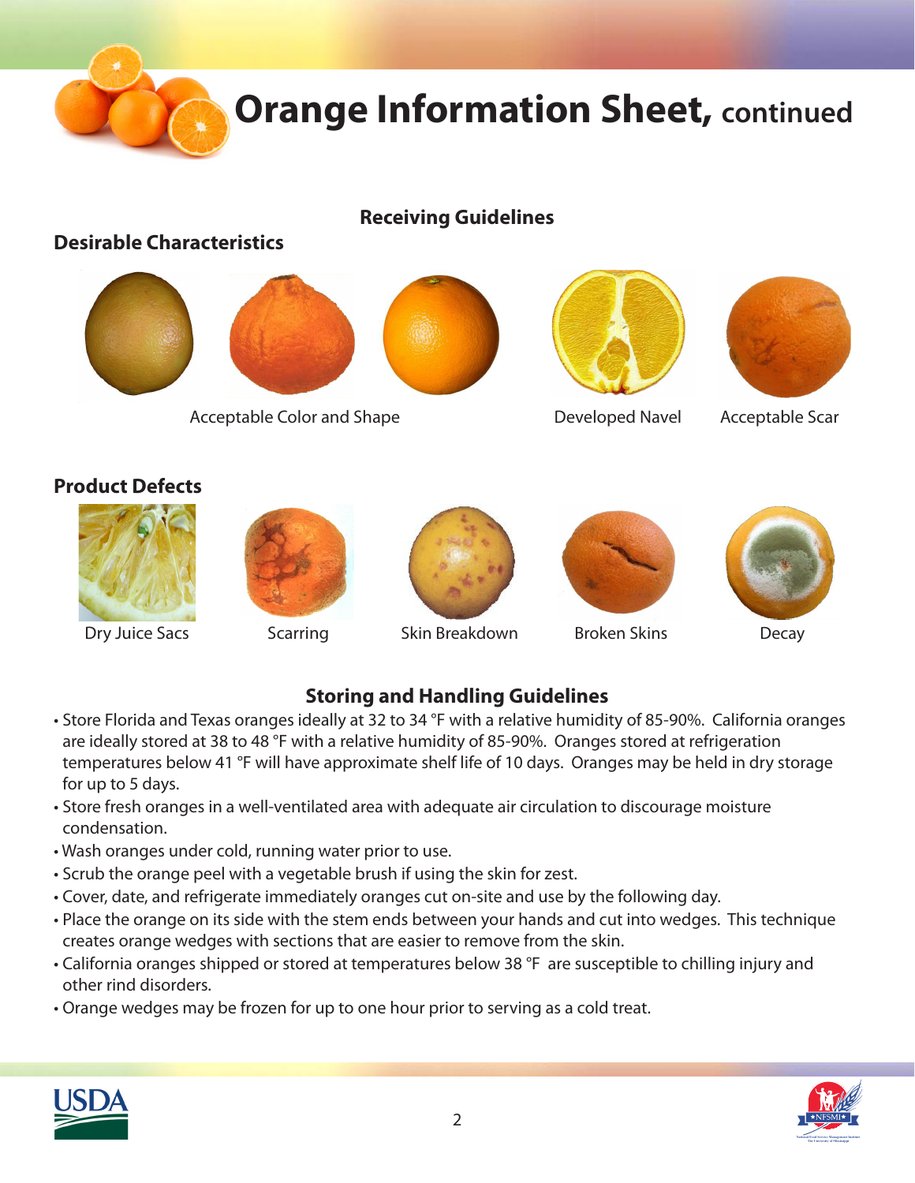# Orange Information Sheet, continued

## Receiving Guidelines

### Desirable Characteristics

Acceptable Color and Shape

Developed Navel

Acceptable Scar

### Product Defects

Dry Juice Sacs

Scarring

Skin Breakdown

Broken Skins

Decay

## Storing and Handling Guidelines

- Store Florida and Texas oranges ideally at 32 to 34 °F with a relative humidity of 85-90%. California oranges are ideally stored at 38 to 48 °F with a relative humidity of 85-90%. Oranges stored at refrigeration temperatures below 41 °F will have approximate shelf life of 10 days. Oranges may be held in dry storage for up to 5 days.
- Store fresh oranges in a well-ventilated area with adequate air circulation to discourage moisture condensation.
- Wash oranges under cold, running water prior to use.
- Scrub the orange peel with a vegetable brush if using the skin for zest.
- Cover, date, and refrigerate immediately oranges cut on-site and use by the following day.
- Place the orange on its side with the stem ends between your hands and cut into wedges. This technique creates orange wedges with sections that are easier to remove from the skin.
- California oranges shipped or stored at temperatures below 38 °F are susceptible to chilling injury and other rind disorders.
- Orange wedges may be frozen for up to one hour prior to serving as a cold treat.